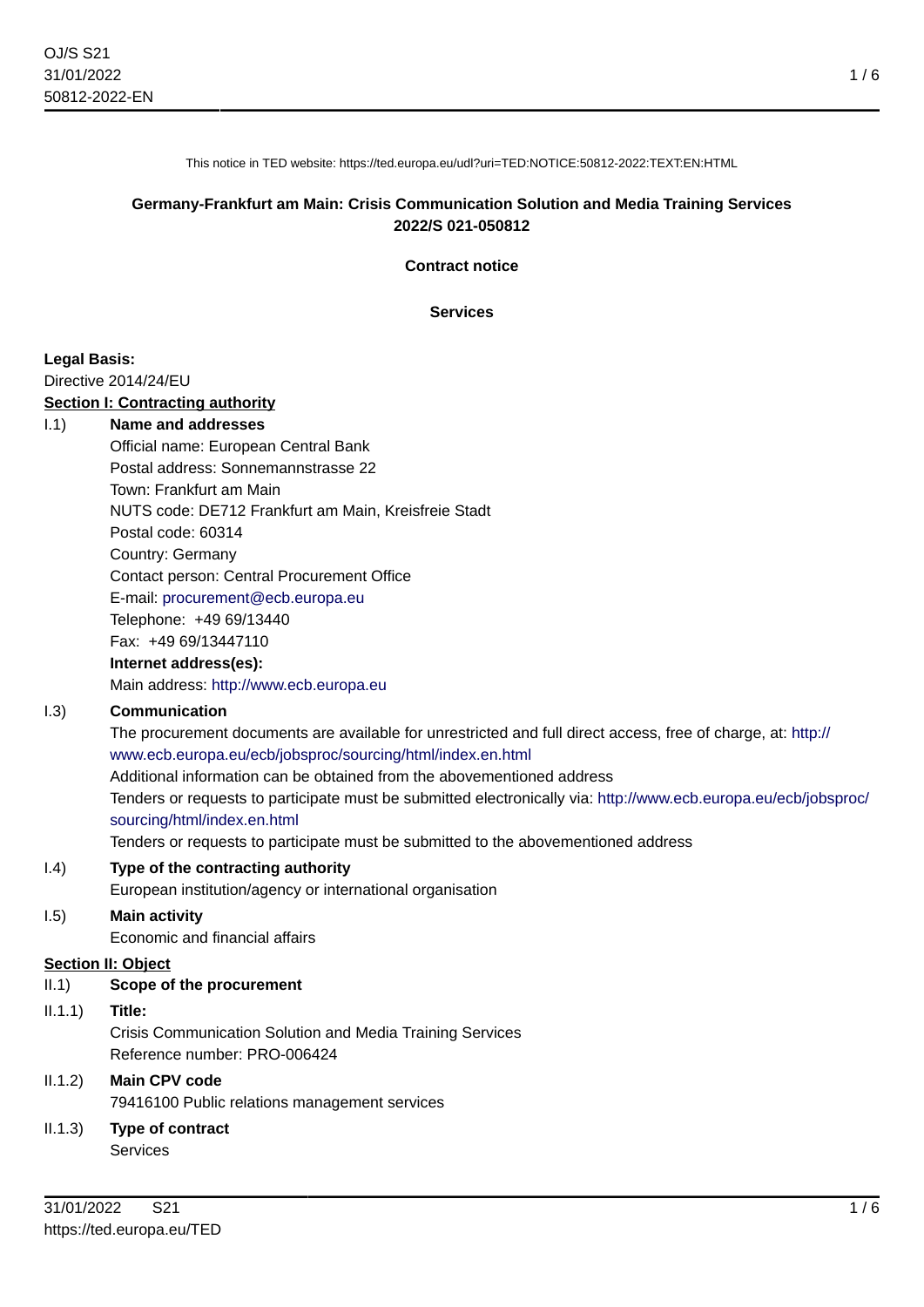This notice in TED website: https://ted.europa.eu/udl?uri=TED:NOTICE:50812-2022:TEXT:EN:HTML

**Germany-Frankfurt am Main: Crisis Communication Solution and Media Training Services**
**2022/S 021-050812**

**Contract notice**

**Services**

**Legal Basis:**

Directive 2014/24/EU

**Section I: Contracting authority**

I.1) **Name and addresses**

Official name: European Central Bank
Postal address: Sonnemannstrasse 22
Town: Frankfurt am Main
NUTS code: DE712 Frankfurt am Main, Kreisfreie Stadt
Postal code: 60314
Country: Germany
Contact person: Central Procurement Office
E-mail: procurement@ecb.europa.eu
Telephone: +49 69/13440
Fax: +49 69/13447110

**Internet address(es):**

Main address: http://www.ecb.europa.eu

I.3) **Communication**

The procurement documents are available for unrestricted and full direct access, free of charge, at: http://www.ecb.europa.eu/ecb/jobsproc/sourcing/html/index.en.html
Additional information can be obtained from the abovementioned address
Tenders or requests to participate must be submitted electronically via: http://www.ecb.europa.eu/ecb/jobsproc/sourcing/html/index.en.html
Tenders or requests to participate must be submitted to the abovementioned address

I.4) **Type of the contracting authority**

European institution/agency or international organisation

I.5) **Main activity**

Economic and financial affairs

**Section II: Object**

II.1) **Scope of the procurement**

II.1.1) **Title:**

Crisis Communication Solution and Media Training Services
Reference number: PRO-006424

II.1.2) **Main CPV code**

79416100 Public relations management services

II.1.3) **Type of contract**

Services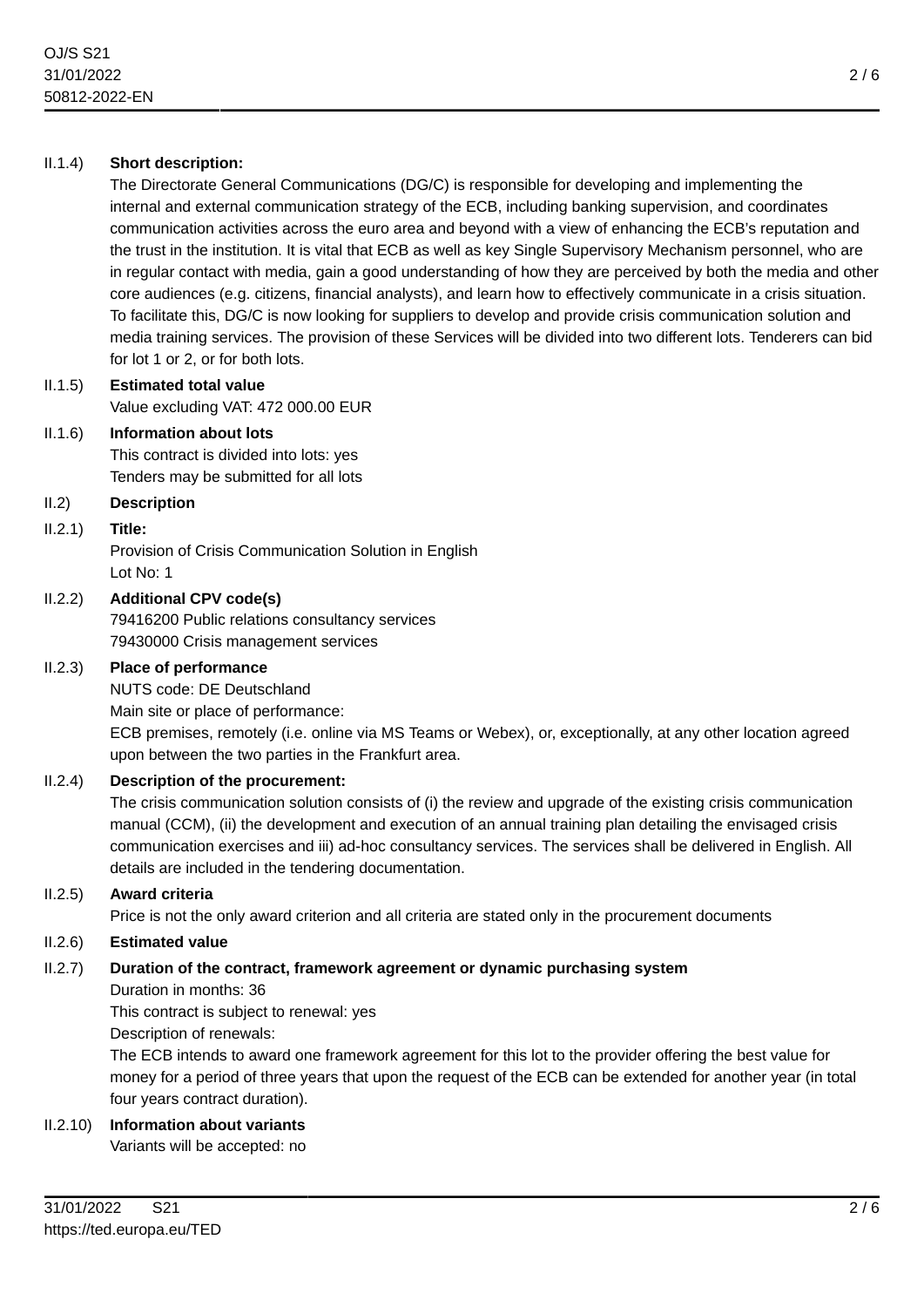II.1.4) **Short description:**

The Directorate General Communications (DG/C) is responsible for developing and implementing the internal and external communication strategy of the ECB, including banking supervision, and coordinates communication activities across the euro area and beyond with a view of enhancing the ECB's reputation and the trust in the institution. It is vital that ECB as well as key Single Supervisory Mechanism personnel, who are in regular contact with media, gain a good understanding of how they are perceived by both the media and other core audiences (e.g. citizens, financial analysts), and learn how to effectively communicate in a crisis situation. To facilitate this, DG/C is now looking for suppliers to develop and provide crisis communication solution and media training services. The provision of these Services will be divided into two different lots. Tenderers can bid for lot 1 or 2, or for both lots.

II.1.5) **Estimated total value**

Value excluding VAT: 472 000.00 EUR

II.1.6) **Information about lots**

This contract is divided into lots: yes

Tenders may be submitted for all lots

II.2) **Description**

II.2.1) **Title:**

Provision of Crisis Communication Solution in English

Lot No: 1

II.2.2) **Additional CPV code(s)**

79416200 Public relations consultancy services

79430000 Crisis management services

II.2.3) **Place of performance**

NUTS code: DE Deutschland

Main site or place of performance:

ECB premises, remotely (i.e. online via MS Teams or Webex), or, exceptionally, at any other location agreed upon between the two parties in the Frankfurt area.

II.2.4) **Description of the procurement:**

The crisis communication solution consists of (i) the review and upgrade of the existing crisis communication manual (CCM), (ii) the development and execution of an annual training plan detailing the envisaged crisis communication exercises and iii) ad-hoc consultancy services. The services shall be delivered in English. All details are included in the tendering documentation.

II.2.5) **Award criteria**

Price is not the only award criterion and all criteria are stated only in the procurement documents

II.2.6) **Estimated value**

II.2.7) **Duration of the contract, framework agreement or dynamic purchasing system**

Duration in months: 36

This contract is subject to renewal: yes

Description of renewals:

The ECB intends to award one framework agreement for this lot to the provider offering the best value for money for a period of three years that upon the request of the ECB can be extended for another year (in total four years contract duration).

II.2.10) **Information about variants**

Variants will be accepted: no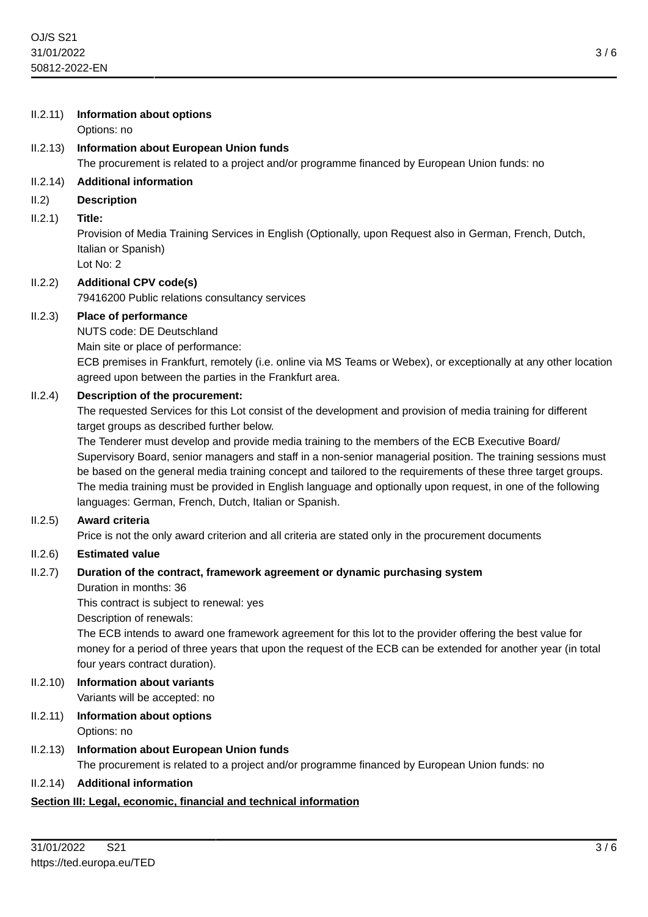II.2.11) **Information about options**

Options: no

II.2.13) **Information about European Union funds**

The procurement is related to a project and/or programme financed by European Union funds: no

II.2.14) **Additional information**

II.2) **Description**

II.2.1) **Title:**

Provision of Media Training Services in English (Optionally, upon Request also in German, French, Dutch, Italian or Spanish)

Lot No: 2

II.2.2) **Additional CPV code(s)**

79416200 Public relations consultancy services

II.2.3) **Place of performance**

NUTS code: DE Deutschland

Main site or place of performance:

ECB premises in Frankfurt, remotely (i.e. online via MS Teams or Webex), or exceptionally at any other location agreed upon between the parties in the Frankfurt area.

II.2.4) **Description of the procurement:**

The requested Services for this Lot consist of the development and provision of media training for different target groups as described further below.

The Tenderer must develop and provide media training to the members of the ECB Executive Board/ Supervisory Board, senior managers and staff in a non-senior managerial position. The training sessions must be based on the general media training concept and tailored to the requirements of these three target groups. The media training must be provided in English language and optionally upon request, in one of the following languages: German, French, Dutch, Italian or Spanish.

II.2.5) **Award criteria**

Price is not the only award criterion and all criteria are stated only in the procurement documents

II.2.6) **Estimated value**

II.2.7) **Duration of the contract, framework agreement or dynamic purchasing system**

Duration in months: 36

This contract is subject to renewal: yes

Description of renewals:

The ECB intends to award one framework agreement for this lot to the provider offering the best value for money for a period of three years that upon the request of the ECB can be extended for another year (in total four years contract duration).

II.2.10) **Information about variants**

Variants will be accepted: no

II.2.11) **Information about options**

Options: no

II.2.13) **Information about European Union funds**

The procurement is related to a project and/or programme financed by European Union funds: no

II.2.14) **Additional information**

## Section III: Legal, economic, financial and technical information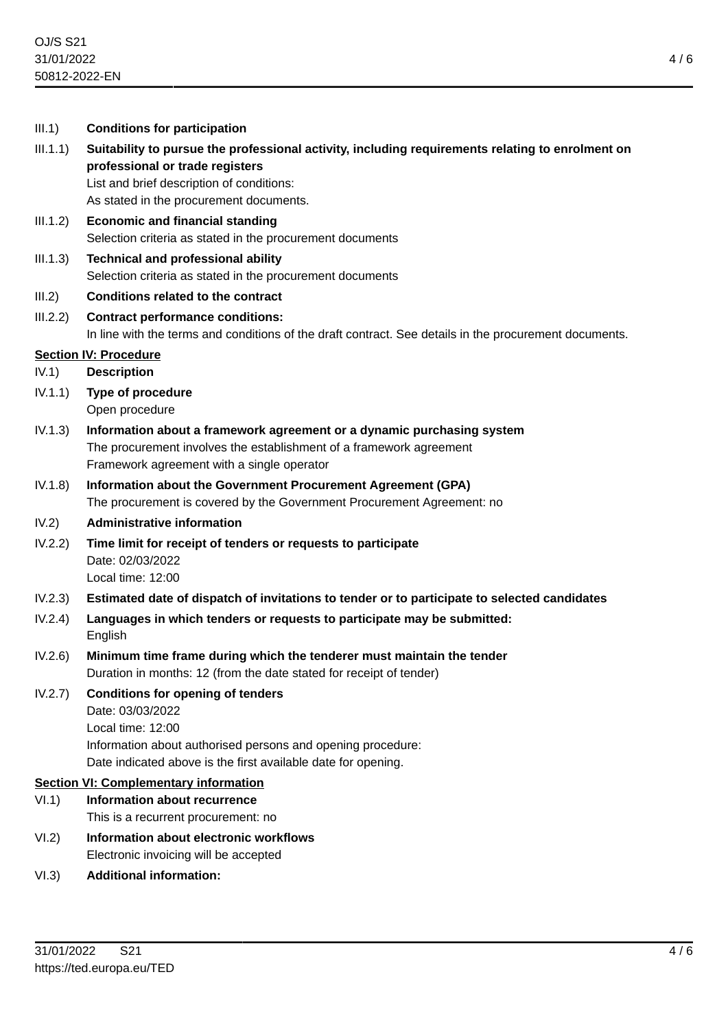III.1) **Conditions for participation**

III.1.1) **Suitability to pursue the professional activity, including requirements relating to enrolment on professional or trade registers**

List and brief description of conditions:
As stated in the procurement documents.

III.1.2) **Economic and financial standing**

Selection criteria as stated in the procurement documents

III.1.3) **Technical and professional ability**

Selection criteria as stated in the procurement documents

III.2) **Conditions related to the contract**

III.2.2) **Contract performance conditions:**

In line with the terms and conditions of the draft contract. See details in the procurement documents.

## Section IV: Procedure

IV.1) **Description**

IV.1.1) **Type of procedure**

Open procedure

IV.1.3) **Information about a framework agreement or a dynamic purchasing system**

The procurement involves the establishment of a framework agreement
Framework agreement with a single operator

IV.1.8) **Information about the Government Procurement Agreement (GPA)**

The procurement is covered by the Government Procurement Agreement: no

IV.2) **Administrative information**

IV.2.2) **Time limit for receipt of tenders or requests to participate**

Date: 02/03/2022
Local time: 12:00

IV.2.3) **Estimated date of dispatch of invitations to tender or to participate to selected candidates**

IV.2.4) **Languages in which tenders or requests to participate may be submitted:**

English

IV.2.6) **Minimum time frame during which the tenderer must maintain the tender**

Duration in months: 12 (from the date stated for receipt of tender)

IV.2.7) **Conditions for opening of tenders**

Date: 03/03/2022
Local time: 12:00
Information about authorised persons and opening procedure:
Date indicated above is the first available date for opening.

## Section VI: Complementary information

VI.1) **Information about recurrence**

This is a recurrent procurement: no

VI.2) **Information about electronic workflows**

Electronic invoicing will be accepted

VI.3) **Additional information:**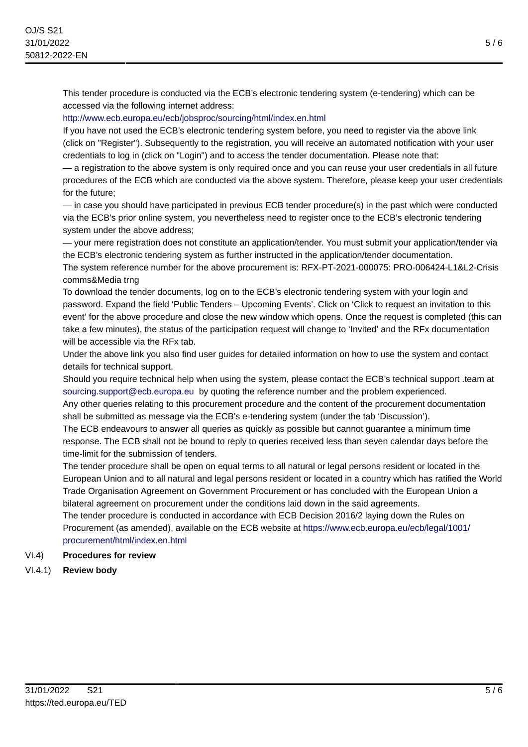This tender procedure is conducted via the ECB's electronic tendering system (e-tendering) which can be accessed via the following internet address:

http://www.ecb.europa.eu/ecb/jobsproc/sourcing/html/index.en.html

If you have not used the ECB's electronic tendering system before, you need to register via the above link (click on "Register"). Subsequently to the registration, you will receive an automated notification with your user credentials to log in (click on "Login") and to access the tender documentation. Please note that:

— a registration to the above system is only required once and you can reuse your user credentials in all future procedures of the ECB which are conducted via the above system. Therefore, please keep your user credentials for the future;

— in case you should have participated in previous ECB tender procedure(s) in the past which were conducted via the ECB's prior online system, you nevertheless need to register once to the ECB's electronic tendering system under the above address;

— your mere registration does not constitute an application/tender. You must submit your application/tender via the ECB's electronic tendering system as further instructed in the application/tender documentation.

The system reference number for the above procurement is: RFX-PT-2021-000075: PRO-006424-L1&L2-Crisis comms&Media trng

To download the tender documents, log on to the ECB's electronic tendering system with your login and password. Expand the field 'Public Tenders – Upcoming Events'. Click on 'Click to request an invitation to this event' for the above procedure and close the new window which opens. Once the request is completed (this can take a few minutes), the status of the participation request will change to 'Invited' and the RFx documentation will be accessible via the RFx tab.

Under the above link you also find user guides for detailed information on how to use the system and contact details for technical support.

Should you require technical help when using the system, please contact the ECB's technical support .team at sourcing.support@ecb.europa.eu by quoting the reference number and the problem experienced.

Any other queries relating to this procurement procedure and the content of the procurement documentation shall be submitted as message via the ECB's e-tendering system (under the tab 'Discussion').

The ECB endeavours to answer all queries as quickly as possible but cannot guarantee a minimum time response. The ECB shall not be bound to reply to queries received less than seven calendar days before the time-limit for the submission of tenders.

The tender procedure shall be open on equal terms to all natural or legal persons resident or located in the European Union and to all natural and legal persons resident or located in a country which has ratified the World Trade Organisation Agreement on Government Procurement or has concluded with the European Union a bilateral agreement on procurement under the conditions laid down in the said agreements.

The tender procedure is conducted in accordance with ECB Decision 2016/2 laying down the Rules on Procurement (as amended), available on the ECB website at https://www.ecb.europa.eu/ecb/legal/1001/procurement/html/index.en.html

VI.4) **Procedures for review**

VI.4.1) **Review body**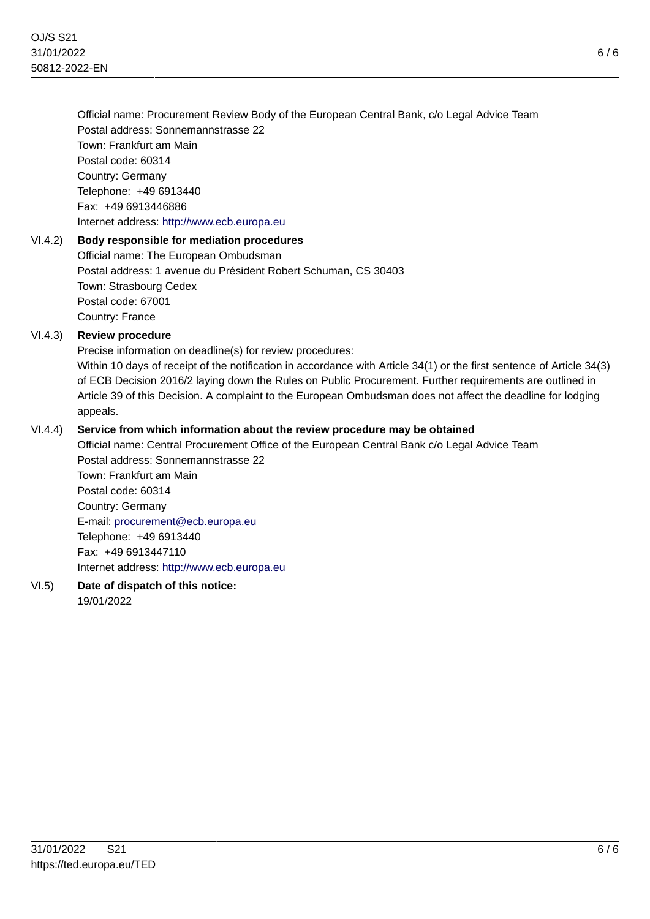Official name: Procurement Review Body of the European Central Bank, c/o Legal Advice Team
Postal address: Sonnemannstrasse 22
Town: Frankfurt am Main
Postal code: 60314
Country: Germany
Telephone: +49 6913440
Fax: +49 6913446886
Internet address: http://www.ecb.europa.eu

VI.4.2) **Body responsible for mediation procedures**

Official name: The European Ombudsman
Postal address: 1 avenue du Président Robert Schuman, CS 30403
Town: Strasbourg Cedex
Postal code: 67001
Country: France

VI.4.3) **Review procedure**

Precise information on deadline(s) for review procedures:
Within 10 days of receipt of the notification in accordance with Article 34(1) or the first sentence of Article 34(3) of ECB Decision 2016/2 laying down the Rules on Public Procurement. Further requirements are outlined in Article 39 of this Decision. A complaint to the European Ombudsman does not affect the deadline for lodging appeals.

VI.4.4) **Service from which information about the review procedure may be obtained**

Official name: Central Procurement Office of the European Central Bank c/o Legal Advice Team
Postal address: Sonnemannstrasse 22
Town: Frankfurt am Main
Postal code: 60314
Country: Germany
E-mail: procurement@ecb.europa.eu
Telephone: +49 6913440
Fax: +49 6913447110
Internet address: http://www.ecb.europa.eu

VI.5) **Date of dispatch of this notice:**

19/01/2022